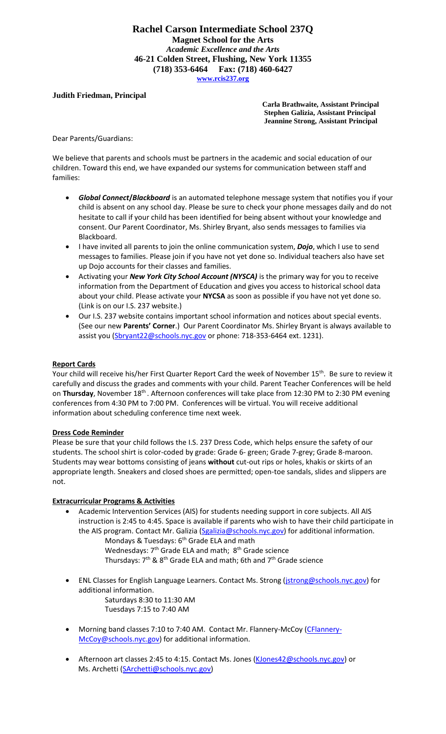# Rachel Carson Intermediate School 237Q

**Magnet School for the Arts**
*Academic Excellence and the Arts*
**46-21 Colden Street, Flushing, New York 11355**
**(718) 353-6464 Fax: (718) 460-6427**
**www.rcis237.org**

**Judith Friedman, Principal**

**Carla Brathwaite, Assistant Principal**
**Stephen Galizia, Assistant Principal**
**Jeannine Strong, Assistant Principal**

Dear Parents/Guardians:

We believe that parents and schools must be partners in the academic and social education of our children. Toward this end, we have expanded our systems for communication between staff and families:

- ***Global Connect*/*Blackboard*** is an automated telephone message system that notifies you if your child is absent on any school day. Please be sure to check your phone messages daily and do not hesitate to call if your child has been identified for being absent without your knowledge and consent. Our Parent Coordinator, Ms. Shirley Bryant, also sends messages to families via Blackboard.
- I have invited all parents to join the online communication system, ***Dojo***, which I use to send messages to families. Please join if you have not yet done so. Individual teachers also have set up Dojo accounts for their classes and families.
- Activating your ***New York City School Account (NYSCA)*** is the primary way for you to receive information from the Department of Education and gives you access to historical school data about your child. Please activate your **NYCSA** as soon as possible if you have not yet done so. (Link is on our I.S. 237 website.)
- Our I.S. 237 website contains important school information and notices about special events. (See our new **Parents' Corner**.) Our Parent Coordinator Ms. Shirley Bryant is always available to assist you (Sbryant22@schools.nyc.gov or phone: 718-353-6464 ext. 1231).

## Report Cards

Your child will receive his/her First Quarter Report Card the week of November 15th. Be sure to review it carefully and discuss the grades and comments with your child. Parent Teacher Conferences will be held on **Thursday**, November 18th . Afternoon conferences will take place from 12:30 PM to 2:30 PM evening conferences from 4:30 PM to 7:00 PM. Conferences will be virtual. You will receive additional information about scheduling conference time next week.

## Dress Code Reminder

Please be sure that your child follows the I.S. 237 Dress Code, which helps ensure the safety of our students. The school shirt is color-coded by grade: Grade 6- green; Grade 7-grey; Grade 8-maroon. Students may wear bottoms consisting of jeans **without** cut-out rips or holes, khakis or skirts of an appropriate length. Sneakers and closed shoes are permitted; open-toe sandals, slides and slippers are not.

## Extracurricular Programs & Activities

- Academic Intervention Services (AIS) for students needing support in core subjects. All AIS instruction is 2:45 to 4:45. Space is available if parents who wish to have their child participate in the AIS program. Contact Mr. Galizia (Sgalizia@schools.nyc.gov) for additional information.
  - Mondays & Tuesdays: 6th Grade ELA and math
  - Wednesdays: 7th Grade ELA and math; 8th Grade science
  - Thursdays: 7th & 8th Grade ELA and math; 6th and 7th Grade science
- ENL Classes for English Language Learners. Contact Ms. Strong (jstrong@schools.nyc.gov) for additional information.
  - Saturdays 8:30 to 11:30 AM
  - Tuesdays 7:15 to 7:40 AM
- Morning band classes 7:10 to 7:40 AM. Contact Mr. Flannery-McCoy (CFlannery-McCoy@schools.nyc.gov) for additional information.
- Afternoon art classes 2:45 to 4:15. Contact Ms. Jones (KJones42@schools.nyc.gov) or Ms. Archetti (SArchetti@schools.nyc.gov)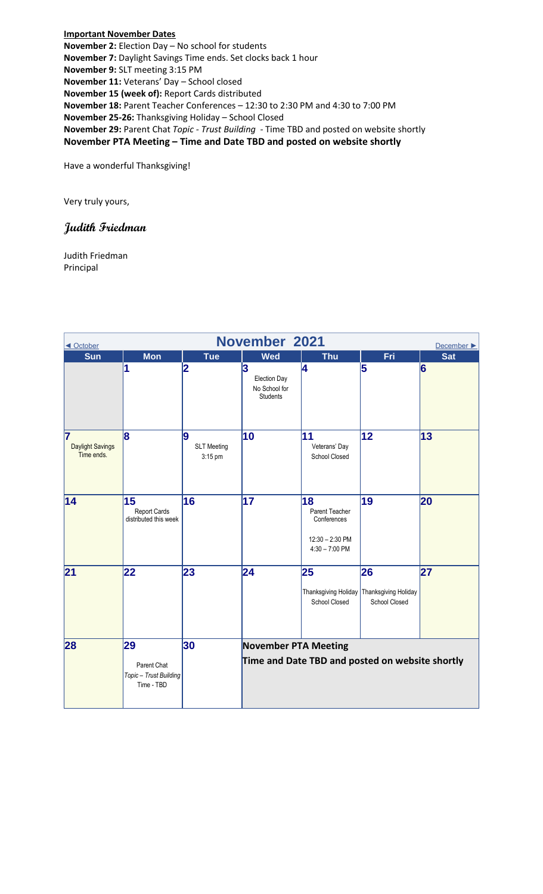**Important November Dates**

**November 2:** Election Day – No school for students
**November 7:** Daylight Savings Time ends. Set clocks back 1 hour
**November 9:** SLT meeting 3:15 PM
**November 11:** Veterans' Day – School closed
**November 15 (week of):** Report Cards distributed
**November 18:** Parent Teacher Conferences – 12:30 to 2:30 PM and 4:30 to 7:00 PM
**November 25-26:** Thanksgiving Holiday – School Closed
**November 29:** Parent Chat *Topic - Trust Building* - Time TBD and posted on website shortly
**November PTA Meeting – Time and Date TBD and posted on website shortly**

Have a wonderful Thanksgiving!

Very truly yours,

Judith Friedman

Judith Friedman
Principal

◄ October | **November 2021** | December ►

| Sun | Mon | Tue | Wed | Thu | Fri | Sat |
|---|---|---|---|---|---|---|
| | **1** | **2** | **3** Election Day No School for Students | **4** | **5** | **6** |
| **7** Daylight Savings Time ends. | **8** | **9** SLT Meeting 3:15 pm | **10** | **11** Veterans' Day School Closed | **12** | **13** |
| **14** | **15** Report Cards distributed this week | **16** | **17** | **18** Parent Teacher Conferences 12:30 – 2:30 PM 4:30 – 7:00 PM | **19** | **20** |
| **21** | **22** | **23** | **24** | **25** Thanksgiving Holiday School Closed | **26** Thanksgiving Holiday School Closed | **27** |
| **28** | **29** Parent Chat *Topic – Trust Building* Time - TBD | **30** | **November PTA Meeting** Time and Date TBD and posted on website shortly | | | |